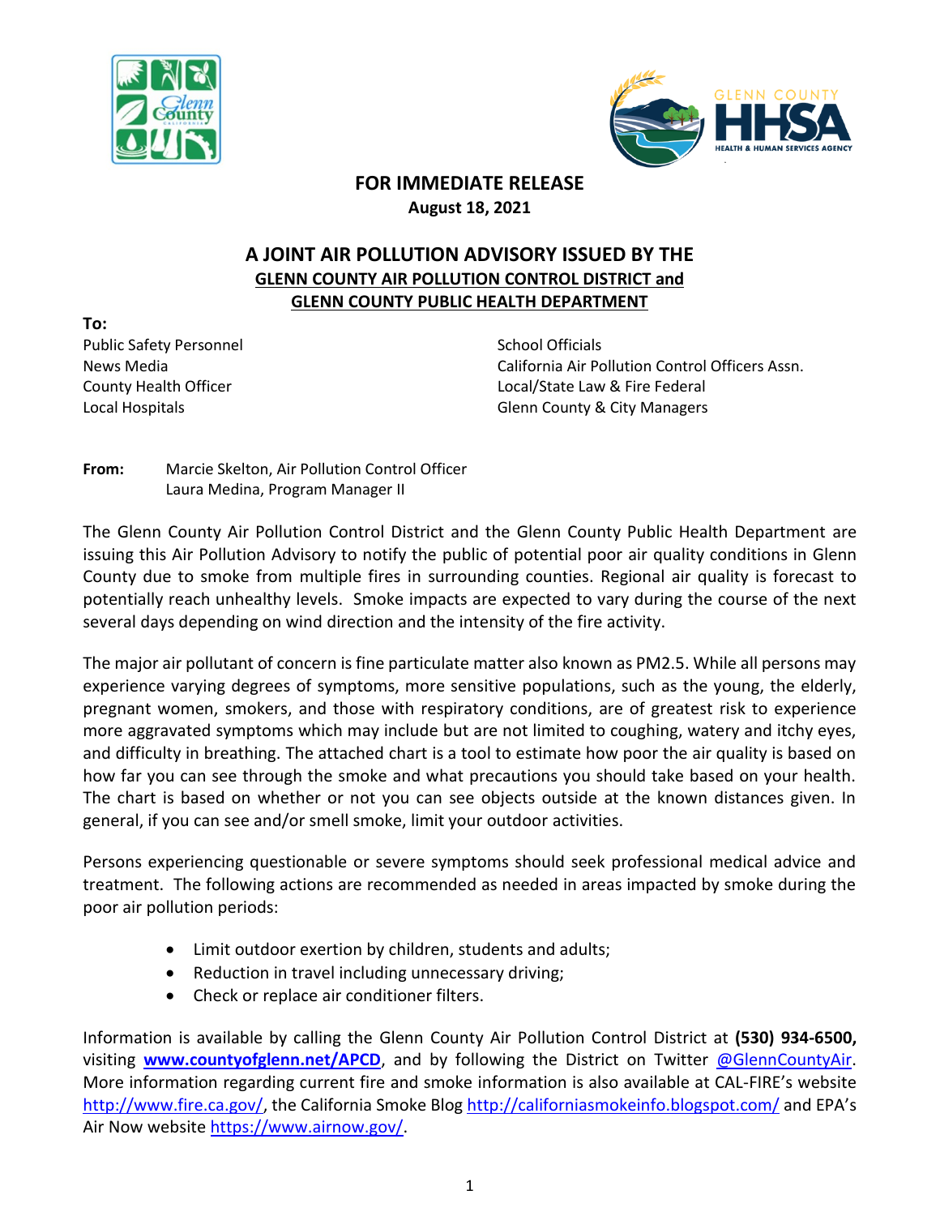**FOR IMMEDIATE RELEASE**
**August 18, 2021**

# A JOINT AIR POLLUTION ADVISORY ISSUED BY THE
## GLENN COUNTY AIR POLLUTION CONTROL DISTRICT and GLENN COUNTY PUBLIC HEALTH DEPARTMENT

**To:**

Public Safety Personnel
News Media
County Health Officer
Local Hospitals
School Officials
California Air Pollution Control Officers Assn.
Local/State Law & Fire Federal
Glenn County & City Managers

**From:** Marcie Skelton, Air Pollution Control Officer
Laura Medina, Program Manager II

The Glenn County Air Pollution Control District and the Glenn County Public Health Department are issuing this Air Pollution Advisory to notify the public of potential poor air quality conditions in Glenn County due to smoke from multiple fires in surrounding counties. Regional air quality is forecast to potentially reach unhealthy levels. Smoke impacts are expected to vary during the course of the next several days depending on wind direction and the intensity of the fire activity.

The major air pollutant of concern is fine particulate matter also known as PM2.5. While all persons may experience varying degrees of symptoms, more sensitive populations, such as the young, the elderly, pregnant women, smokers, and those with respiratory conditions, are of greatest risk to experience more aggravated symptoms which may include but are not limited to coughing, watery and itchy eyes, and difficulty in breathing. The attached chart is a tool to estimate how poor the air quality is based on how far you can see through the smoke and what precautions you should take based on your health. The chart is based on whether or not you can see objects outside at the known distances given. In general, if you can see and/or smell smoke, limit your outdoor activities.

Persons experiencing questionable or severe symptoms should seek professional medical advice and treatment. The following actions are recommended as needed in areas impacted by smoke during the poor air pollution periods:

- Limit outdoor exertion by children, students and adults;
- Reduction in travel including unnecessary driving;
- Check or replace air conditioner filters.

Information is available by calling the Glenn County Air Pollution Control District at **(530) 934-6500,** visiting **www.countyofglenn.net/APCD**, and by following the District on Twitter @GlennCountyAir. More information regarding current fire and smoke information is also available at CAL-FIRE's website http://www.fire.ca.gov/, the California Smoke Blog http://californiasmokeinfo.blogspot.com/ and EPA's Air Now website https://www.airnow.gov/.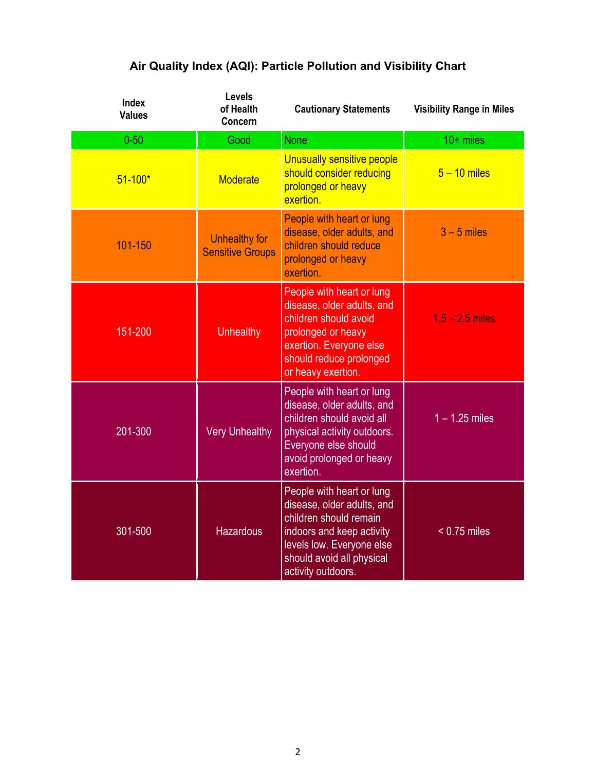# Air Quality Index (AQI): Particle Pollution and Visibility Chart

| Index Values | Levels of Health Concern | Cautionary Statements | Visibility Range in Miles |
|---|---|---|---|
| 0-50 | Good | None | 10+ miles |
| 51-100* | Moderate | Unusually sensitive people should consider reducing prolonged or heavy exertion. | 5 – 10 miles |
| 101-150 | Unhealthy for Sensitive Groups | People with heart or lung disease, older adults, and children should reduce prolonged or heavy exertion. | 3 – 5 miles |
| 151-200 | Unhealthy | People with heart or lung disease, older adults, and children should avoid prolonged or heavy exertion. Everyone else should reduce prolonged or heavy exertion. | 1.5 – 2.5 miles |
| 201-300 | Very Unhealthy | People with heart or lung disease, older adults, and children should avoid all physical activity outdoors. Everyone else should avoid prolonged or heavy exertion. | 1 – 1.25 miles |
| 301-500 | Hazardous | People with heart or lung disease, older adults, and children should remain indoors and keep activity levels low. Everyone else should avoid all physical activity outdoors. | < 0.75 miles |